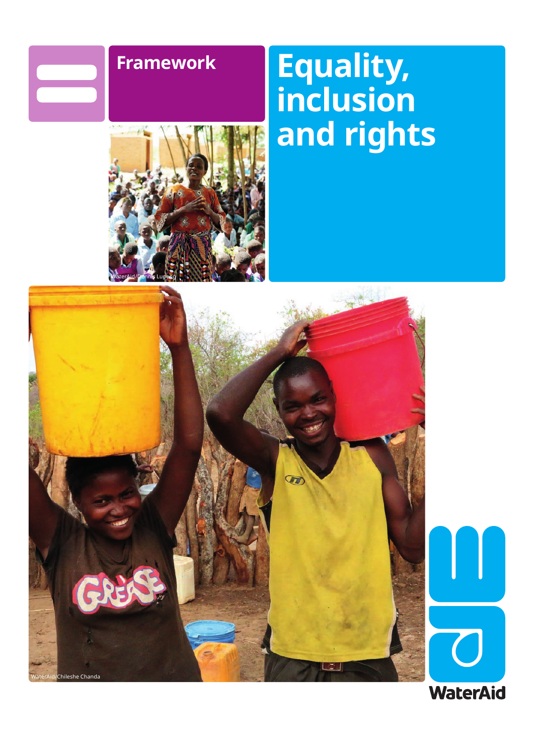Framework

# Equality, inclusion and rights

WaterAid/Dennis Lupenga

WaterAid/Chileshe Chanda

WaterAid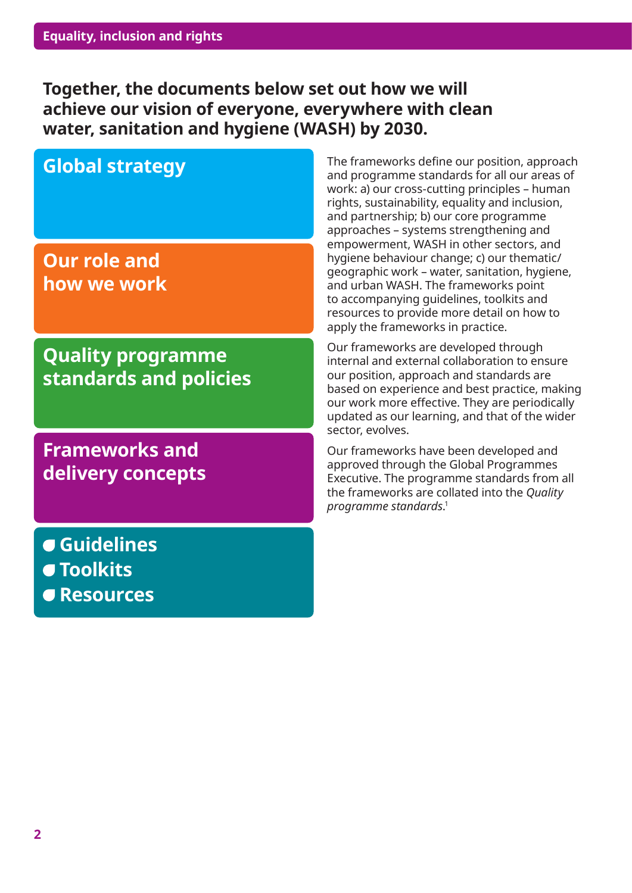**Together, the documents below set out how we will achieve our vision of everyone, everywhere with clean water, sanitation and hygiene (WASH) by 2030.**

**Global strategy**

**Our role and how we work**

**Quality programme standards and policies**

**Frameworks and delivery concepts**

- **Guidelines**
- **Toolkits**
- **Resources**

The frameworks define our position, approach and programme standards for all our areas of work: a) our cross-cutting principles – human rights, sustainability, equality and inclusion, and partnership; b) our core programme approaches – systems strengthening and empowerment, WASH in other sectors, and hygiene behaviour change; c) our thematic/geographic work – water, sanitation, hygiene, and urban WASH. The frameworks point to accompanying guidelines, toolkits and resources to provide more detail on how to apply the frameworks in practice.

Our frameworks are developed through internal and external collaboration to ensure our position, approach and standards are based on experience and best practice, making our work more effective. They are periodically updated as our learning, and that of the wider sector, evolves.

Our frameworks have been developed and approved through the Global Programmes Executive. The programme standards from all the frameworks are collated into the *Quality programme standards*.[1]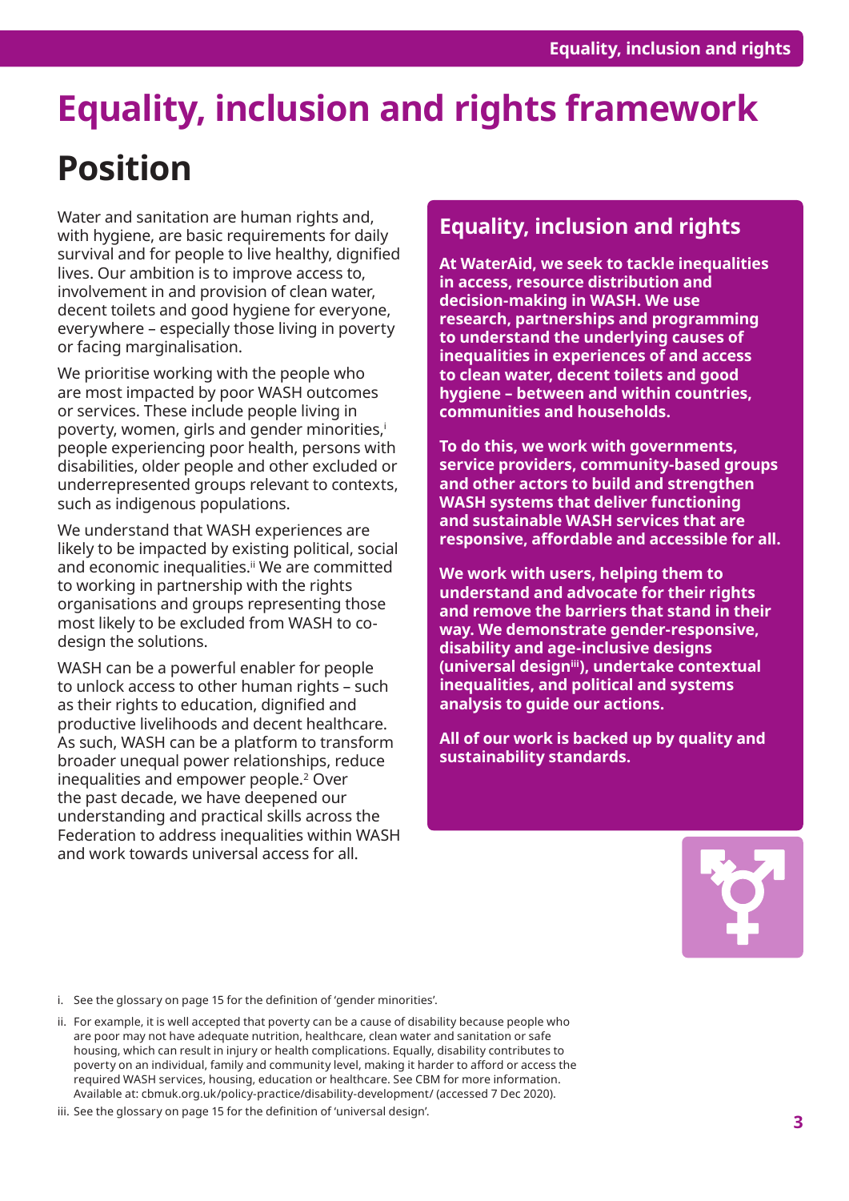# Equality, inclusion and rights framework

## Position

Water and sanitation are human rights and, with hygiene, are basic requirements for daily survival and for people to live healthy, dignified lives. Our ambition is to improve access to, involvement in and provision of clean water, decent toilets and good hygiene for everyone, everywhere – especially those living in poverty or facing marginalisation.

We prioritise working with the people who are most impacted by poor WASH outcomes or services. These include people living in poverty, women, girls and gender minorities,[i] people experiencing poor health, persons with disabilities, older people and other excluded or underrepresented groups relevant to contexts, such as indigenous populations.

We understand that WASH experiences are likely to be impacted by existing political, social and economic inequalities.[ii] We are committed to working in partnership with the rights organisations and groups representing those most likely to be excluded from WASH to co-design the solutions.

WASH can be a powerful enabler for people to unlock access to other human rights – such as their rights to education, dignified and productive livelihoods and decent healthcare. As such, WASH can be a platform to transform broader unequal power relationships, reduce inequalities and empower people.[2] Over the past decade, we have deepened our understanding and practical skills across the Federation to address inequalities within WASH and work towards universal access for all.

### Equality, inclusion and rights

**At WaterAid, we seek to tackle inequalities in access, resource distribution and decision-making in WASH. We use research, partnerships and programming to understand the underlying causes of inequalities in experiences of and access to clean water, decent toilets and good hygiene – between and within countries, communities and households.**

**To do this, we work with governments, service providers, community-based groups and other actors to build and strengthen WASH systems that deliver functioning and sustainable WASH services that are responsive, affordable and accessible for all.**

**We work with users, helping them to understand and advocate for their rights and remove the barriers that stand in their way. We demonstrate gender-responsive, disability and age-inclusive designs (universal design[iii]), undertake contextual inequalities, and political and systems analysis to guide our actions.**

**All of our work is backed up by quality and sustainability standards.**

i. See the glossary on page 15 for the definition of 'gender minorities'.

ii. For example, it is well accepted that poverty can be a cause of disability because people who are poor may not have adequate nutrition, healthcare, clean water and sanitation or safe housing, which can result in injury or health complications. Equally, disability contributes to poverty on an individual, family and community level, making it harder to afford or access the required WASH services, housing, education or healthcare. See CBM for more information. Available at: cbmuk.org.uk/policy-practice/disability-development/ (accessed 7 Dec 2020).

iii. See the glossary on page 15 for the definition of 'universal design'.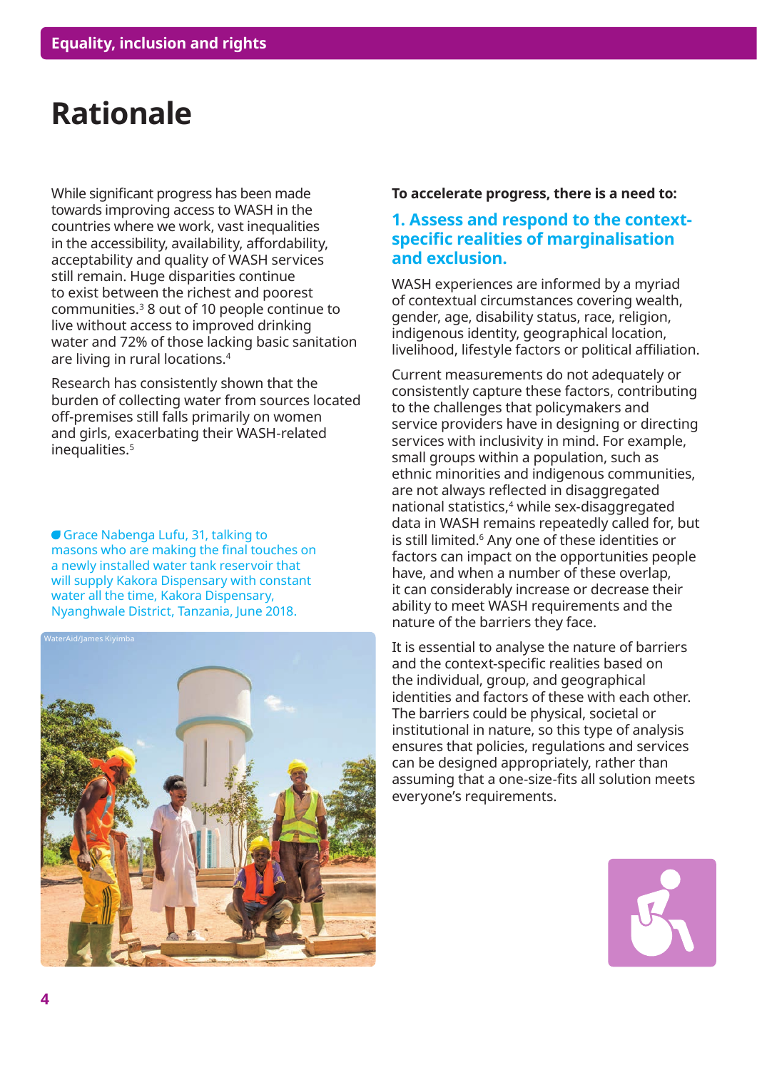# Rationale

While significant progress has been made towards improving access to WASH in the countries where we work, vast inequalities in the accessibility, availability, affordability, acceptability and quality of WASH services still remain. Huge disparities continue to exist between the richest and poorest communities.[3] 8 out of 10 people continue to live without access to improved drinking water and 72% of those lacking basic sanitation are living in rural locations.[4]

Research has consistently shown that the burden of collecting water from sources located off-premises still falls primarily on women and girls, exacerbating their WASH-related inequalities.[5]

Grace Nabenga Lufu, 31, talking to masons who are making the final touches on a newly installed water tank reservoir that will supply Kakora Dispensary with constant water all the time, Kakora Dispensary, Nyanghwale District, Tanzania, June 2018.

WaterAid/James Kiyimba

**To accelerate progress, there is a need to:**

### 1. Assess and respond to the context-specific realities of marginalisation and exclusion.

WASH experiences are informed by a myriad of contextual circumstances covering wealth, gender, age, disability status, race, religion, indigenous identity, geographical location, livelihood, lifestyle factors or political affiliation.

Current measurements do not adequately or consistently capture these factors, contributing to the challenges that policymakers and service providers have in designing or directing services with inclusivity in mind. For example, small groups within a population, such as ethnic minorities and indigenous communities, are not always reflected in disaggregated national statistics,[4] while sex-disaggregated data in WASH remains repeatedly called for, but is still limited.[6] Any one of these identities or factors can impact on the opportunities people have, and when a number of these overlap, it can considerably increase or decrease their ability to meet WASH requirements and the nature of the barriers they face.

It is essential to analyse the nature of barriers and the context-specific realities based on the individual, group, and geographical identities and factors of these with each other. The barriers could be physical, societal or institutional in nature, so this type of analysis ensures that policies, regulations and services can be designed appropriately, rather than assuming that a one-size-fits all solution meets everyone's requirements.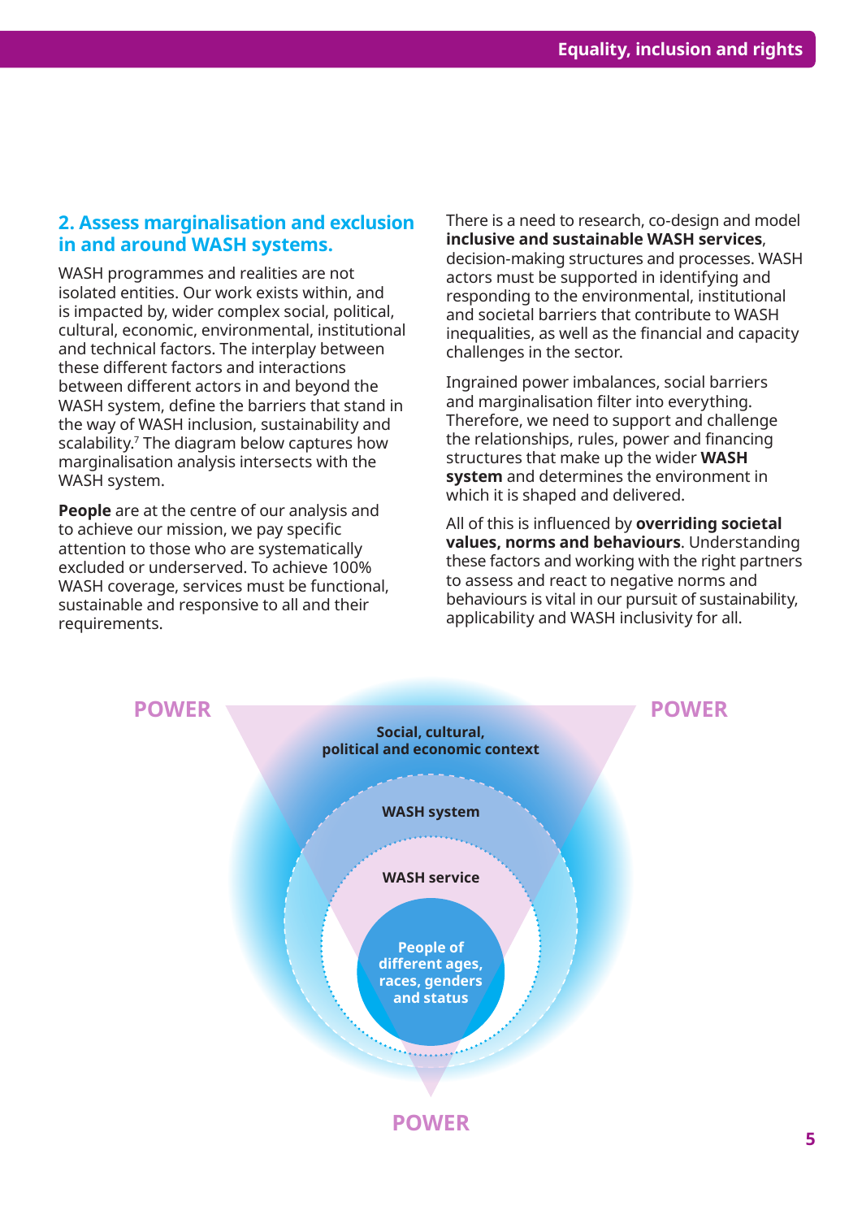## 2. Assess marginalisation and exclusion in and around WASH systems.

WASH programmes and realities are not isolated entities. Our work exists within, and is impacted by, wider complex social, political, cultural, economic, environmental, institutional and technical factors. The interplay between these different factors and interactions between different actors in and beyond the WASH system, define the barriers that stand in the way of WASH inclusion, sustainability and scalability.[7] The diagram below captures how marginalisation analysis intersects with the WASH system.

**People** are at the centre of our analysis and to achieve our mission, we pay specific attention to those who are systematically excluded or underserved. To achieve 100% WASH coverage, services must be functional, sustainable and responsive to all and their requirements.

There is a need to research, co-design and model **inclusive and sustainable WASH services**, decision-making structures and processes. WASH actors must be supported in identifying and responding to the environmental, institutional and societal barriers that contribute to WASH inequalities, as well as the financial and capacity challenges in the sector.

Ingrained power imbalances, social barriers and marginalisation filter into everything. Therefore, we need to support and challenge the relationships, rules, power and financing structures that make up the wider **WASH system** and determines the environment in which it is shaped and delivered.

All of this is influenced by **overriding societal values, norms and behaviours**. Understanding these factors and working with the right partners to assess and react to negative norms and behaviours is vital in our pursuit of sustainability, applicability and WASH inclusivity for all.

POWER

POWER

Social, cultural, political and economic context

WASH system

WASH service

People of different ages, races, genders and status

POWER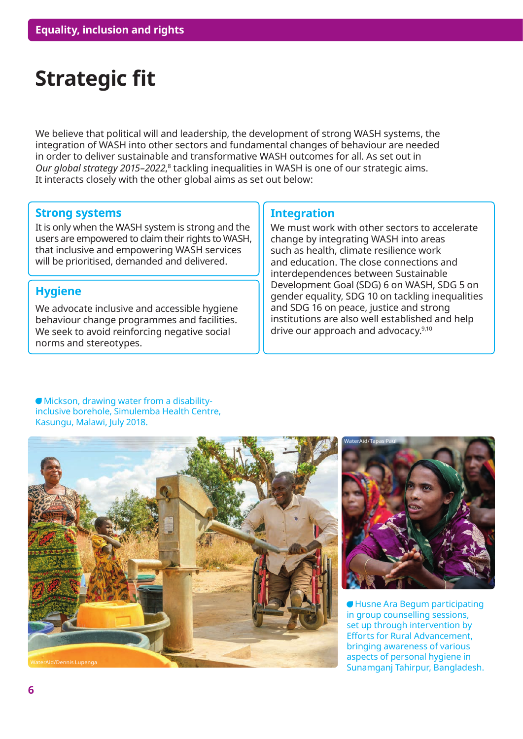# Strategic fit

We believe that political will and leadership, the development of strong WASH systems, the integration of WASH into other sectors and fundamental changes of behaviour are needed in order to deliver sustainable and transformative WASH outcomes for all. As set out in *Our global strategy 2015–2022*,[8] tackling inequalities in WASH is one of our strategic aims. It interacts closely with the other global aims as set out below:

## Strong systems

It is only when the WASH system is strong and the users are empowered to claim their rights to WASH, that inclusive and empowering WASH services will be prioritised, demanded and delivered.

## Hygiene

We advocate inclusive and accessible hygiene behaviour change programmes and facilities. We seek to avoid reinforcing negative social norms and stereotypes.

## Integration

We must work with other sectors to accelerate change by integrating WASH into areas such as health, climate resilience work and education. The close connections and interdependences between Sustainable Development Goal (SDG) 6 on WASH, SDG 5 on gender equality, SDG 10 on tackling inequalities and SDG 16 on peace, justice and strong institutions are also well established and help drive our approach and advocacy.[9,10]

Mickson, drawing water from a disability-inclusive borehole, Simulemba Health Centre, Kasungu, Malawi, July 2018.

WaterAid/Dennis Lupenga

WaterAid/Tapas Paul

Husne Ara Begum participating in group counselling sessions, set up through intervention by Efforts for Rural Advancement, bringing awareness of various aspects of personal hygiene in Sunamganj Tahirpur, Bangladesh.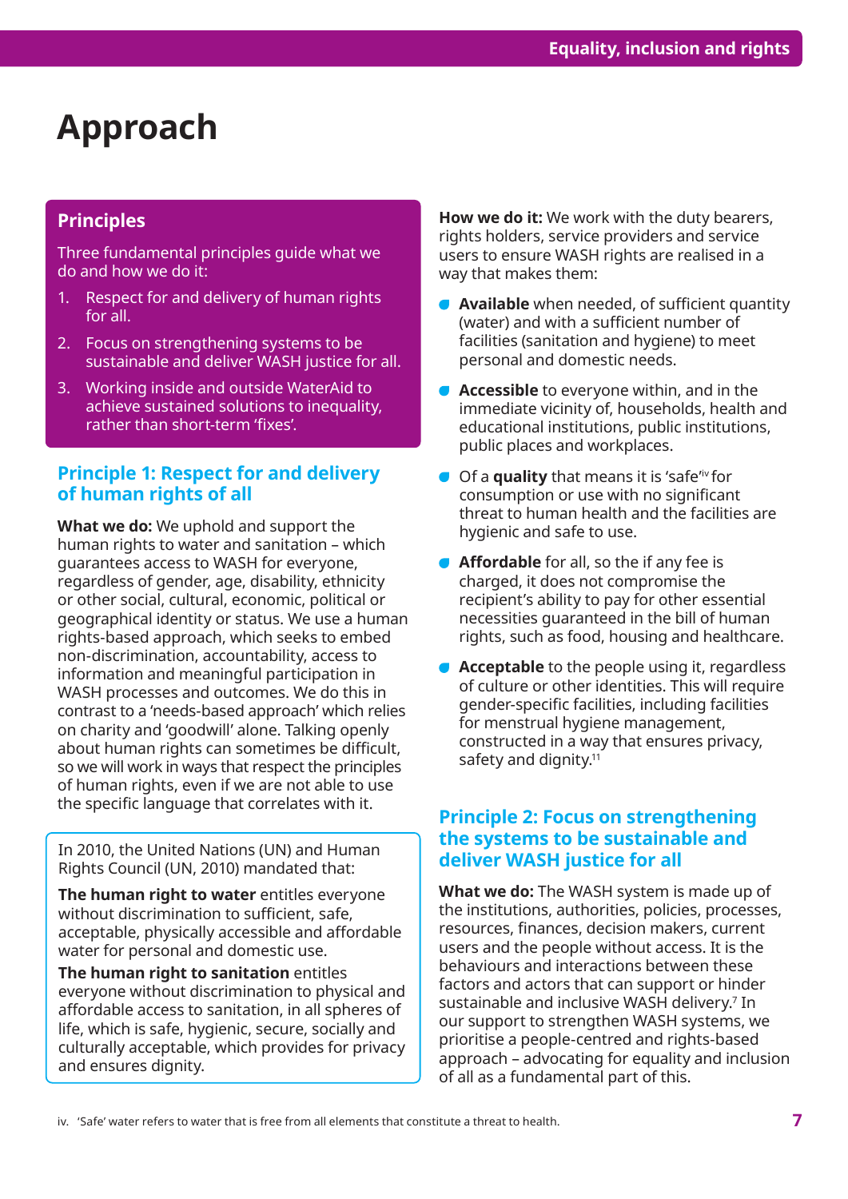# Approach

## Principles

Three fundamental principles guide what we do and how we do it:

1. Respect for and delivery of human rights for all.
2. Focus on strengthening systems to be sustainable and deliver WASH justice for all.
3. Working inside and outside WaterAid to achieve sustained solutions to inequality, rather than short-term 'fixes'.

## Principle 1: Respect for and delivery of human rights of all

**What we do:** We uphold and support the human rights to water and sanitation – which guarantees access to WASH for everyone, regardless of gender, age, disability, ethnicity or other social, cultural, economic, political or geographical identity or status. We use a human rights-based approach, which seeks to embed non-discrimination, accountability, access to information and meaningful participation in WASH processes and outcomes. We do this in contrast to a 'needs-based approach' which relies on charity and 'goodwill' alone. Talking openly about human rights can sometimes be difficult, so we will work in ways that respect the principles of human rights, even if we are not able to use the specific language that correlates with it.

In 2010, the United Nations (UN) and Human Rights Council (UN, 2010) mandated that:

**The human right to water** entitles everyone without discrimination to sufficient, safe, acceptable, physically accessible and affordable water for personal and domestic use.

**The human right to sanitation** entitles everyone without discrimination to physical and affordable access to sanitation, in all spheres of life, which is safe, hygienic, secure, socially and culturally acceptable, which provides for privacy and ensures dignity.

**How we do it:** We work with the duty bearers, rights holders, service providers and service users to ensure WASH rights are realised in a way that makes them:

- **Available** when needed, of sufficient quantity (water) and with a sufficient number of facilities (sanitation and hygiene) to meet personal and domestic needs.
- **Accessible** to everyone within, and in the immediate vicinity of, households, health and educational institutions, public institutions, public places and workplaces.
- Of a **quality** that means it is 'safe'[iv] for consumption or use with no significant threat to human health and the facilities are hygienic and safe to use.
- **Affordable** for all, so the if any fee is charged, it does not compromise the recipient's ability to pay for other essential necessities guaranteed in the bill of human rights, such as food, housing and healthcare.
- **Acceptable** to the people using it, regardless of culture or other identities. This will require gender-specific facilities, including facilities for menstrual hygiene management, constructed in a way that ensures privacy, safety and dignity.[11]

## Principle 2: Focus on strengthening the systems to be sustainable and deliver WASH justice for all

**What we do:** The WASH system is made up of the institutions, authorities, policies, processes, resources, finances, decision makers, current users and the people without access. It is the behaviours and interactions between these factors and actors that can support or hinder sustainable and inclusive WASH delivery.[7] In our support to strengthen WASH systems, we prioritise a people-centred and rights-based approach – advocating for equality and inclusion of all as a fundamental part of this.

iv. 'Safe' water refers to water that is free from all elements that constitute a threat to health.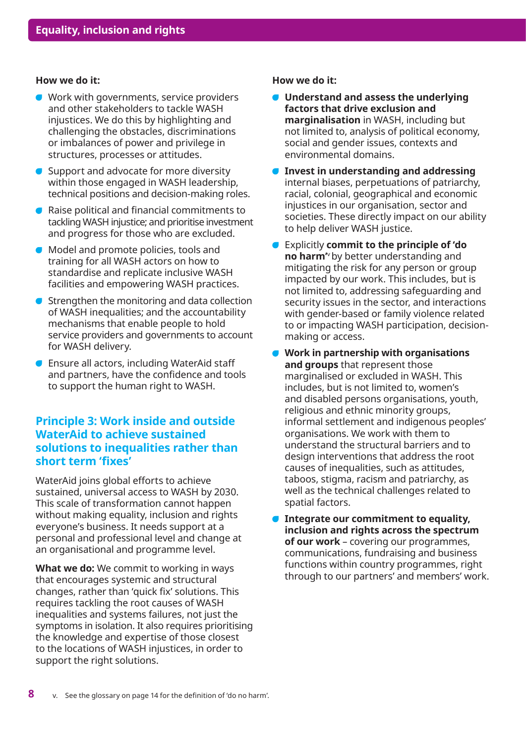**How we do it:**

- Work with governments, service providers and other stakeholders to tackle WASH injustices. We do this by highlighting and challenging the obstacles, discriminations or imbalances of power and privilege in structures, processes or attitudes.
- Support and advocate for more diversity within those engaged in WASH leadership, technical positions and decision-making roles.
- Raise political and financial commitments to tackling WASH injustice; and prioritise investment and progress for those who are excluded.
- Model and promote policies, tools and training for all WASH actors on how to standardise and replicate inclusive WASH facilities and empowering WASH practices.
- Strengthen the monitoring and data collection of WASH inequalities; and the accountability mechanisms that enable people to hold service providers and governments to account for WASH delivery.
- Ensure all actors, including WaterAid staff and partners, have the confidence and tools to support the human right to WASH.

## Principle 3: Work inside and outside WaterAid to achieve sustained solutions to inequalities rather than short term 'fixes'

WaterAid joins global efforts to achieve sustained, universal access to WASH by 2030. This scale of transformation cannot happen without making equality, inclusion and rights everyone's business. It needs support at a personal and professional level and change at an organisational and programme level.

**What we do:** We commit to working in ways that encourages systemic and structural changes, rather than 'quick fix' solutions. This requires tackling the root causes of WASH inequalities and systems failures, not just the symptoms in isolation. It also requires prioritising the knowledge and expertise of those closest to the locations of WASH injustices, in order to support the right solutions.

**How we do it:**

- **Understand and assess the underlying factors that drive exclusion and marginalisation** in WASH, including but not limited to, analysis of political economy, social and gender issues, contexts and environmental domains.
- **Invest in understanding and addressing** internal biases, perpetuations of patriarchy, racial, colonial, geographical and economic injustices in our organisation, sector and societies. These directly impact on our ability to help deliver WASH justice.
- Explicitly **commit to the principle of 'do no harm'**[v] by better understanding and mitigating the risk for any person or group impacted by our work. This includes, but is not limited to, addressing safeguarding and security issues in the sector, and interactions with gender-based or family violence related to or impacting WASH participation, decision-making or access.
- **Work in partnership with organisations and groups** that represent those marginalised or excluded in WASH. This includes, but is not limited to, women's and disabled persons organisations, youth, religious and ethnic minority groups, informal settlement and indigenous peoples' organisations. We work with them to understand the structural barriers and to design interventions that address the root causes of inequalities, such as attitudes, taboos, stigma, racism and patriarchy, as well as the technical challenges related to spatial factors.
- **Integrate our commitment to equality, inclusion and rights across the spectrum of our work** – covering our programmes, communications, fundraising and business functions within country programmes, right through to our partners' and members' work.

v. See the glossary on page 14 for the definition of 'do no harm'.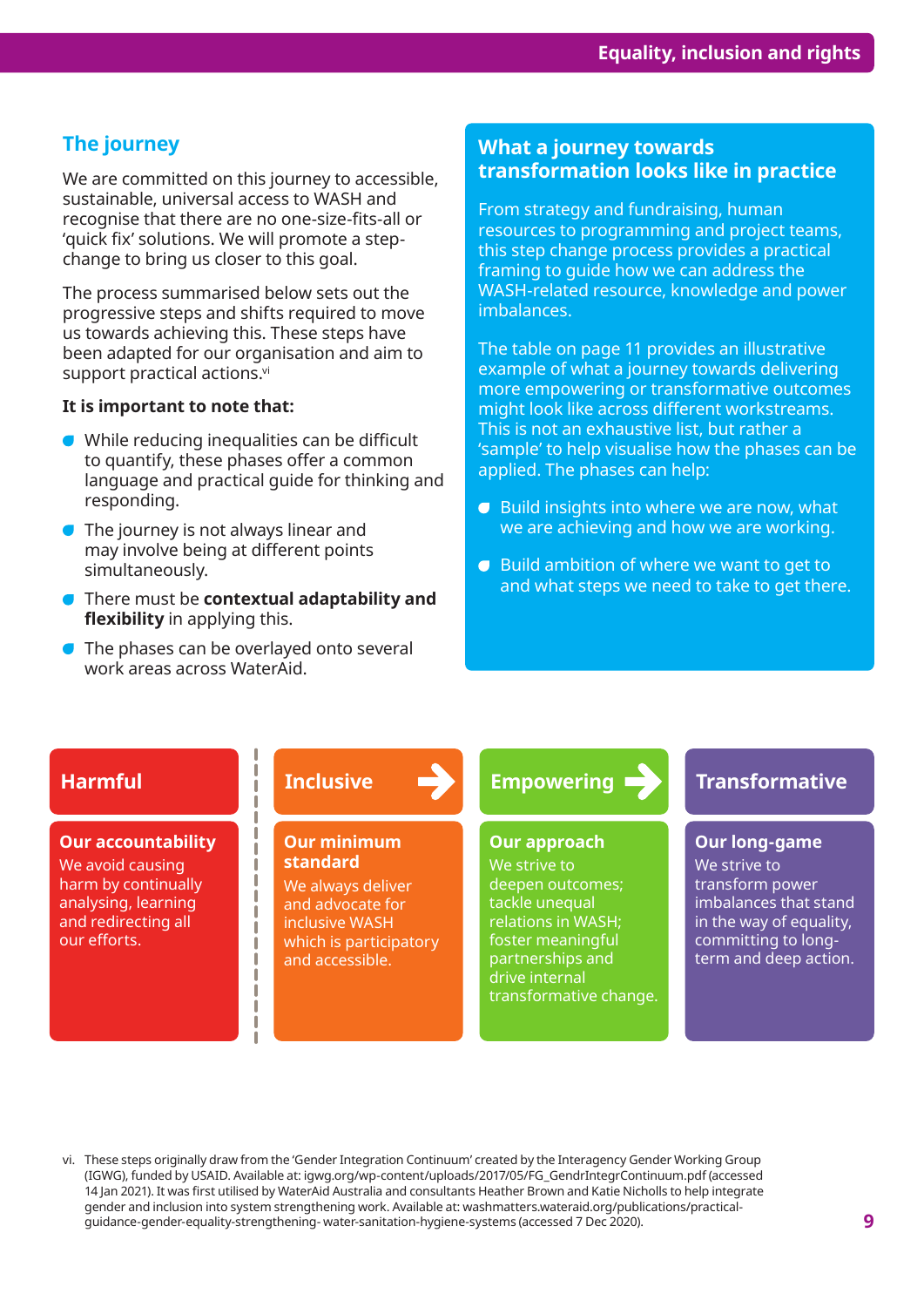## The journey

We are committed on this journey to accessible, sustainable, universal access to WASH and recognise that there are no one-size-fits-all or 'quick fix' solutions. We will promote a step-change to bring us closer to this goal.

The process summarised below sets out the progressive steps and shifts required to move us towards achieving this. These steps have been adapted for our organisation and aim to support practical actions.[vi]

**It is important to note that:**

- While reducing inequalities can be difficult to quantify, these phases offer a common language and practical guide for thinking and responding.
- The journey is not always linear and may involve being at different points simultaneously.
- There must be **contextual adaptability and flexibility** in applying this.
- The phases can be overlayed onto several work areas across WaterAid.

## What a journey towards transformation looks like in practice

From strategy and fundraising, human resources to programming and project teams, this step change process provides a practical framing to guide how we can address the WASH-related resource, knowledge and power imbalances.

The table on page 11 provides an illustrative example of what a journey towards delivering more empowering or transformative outcomes might look like across different workstreams. This is not an exhaustive list, but rather a 'sample' to help visualise how the phases can be applied. The phases can help:

- Build insights into where we are now, what we are achieving and how we are working.
- Build ambition of where we want to get to and what steps we need to take to get there.

| Harmful | Inclusive | Empowering | Transformative |
|---|---|---|---|
| **Our accountability** We avoid causing harm by continually analysing, learning and redirecting all our efforts. | **Our minimum standard** We always deliver and advocate for inclusive WASH which is participatory and accessible. | **Our approach** We strive to deepen outcomes; tackle unequal relations in WASH; foster meaningful partnerships and drive internal transformative change. | **Our long-game** We strive to transform power imbalances that stand in the way of equality, committing to long-term and deep action. |

vi. These steps originally draw from the 'Gender Integration Continuum' created by the Interagency Gender Working Group (IGWG), funded by USAID. Available at: igwg.org/wp-content/uploads/2017/05/FG_GendrIntegrContinuum.pdf (accessed 14 Jan 2021). It was first utilised by WaterAid Australia and consultants Heather Brown and Katie Nicholls to help integrate gender and inclusion into system strengthening work. Available at: washmatters.wateraid.org/publications/practical-guidance-gender-equality-strengthening- water-sanitation-hygiene-systems (accessed 7 Dec 2020).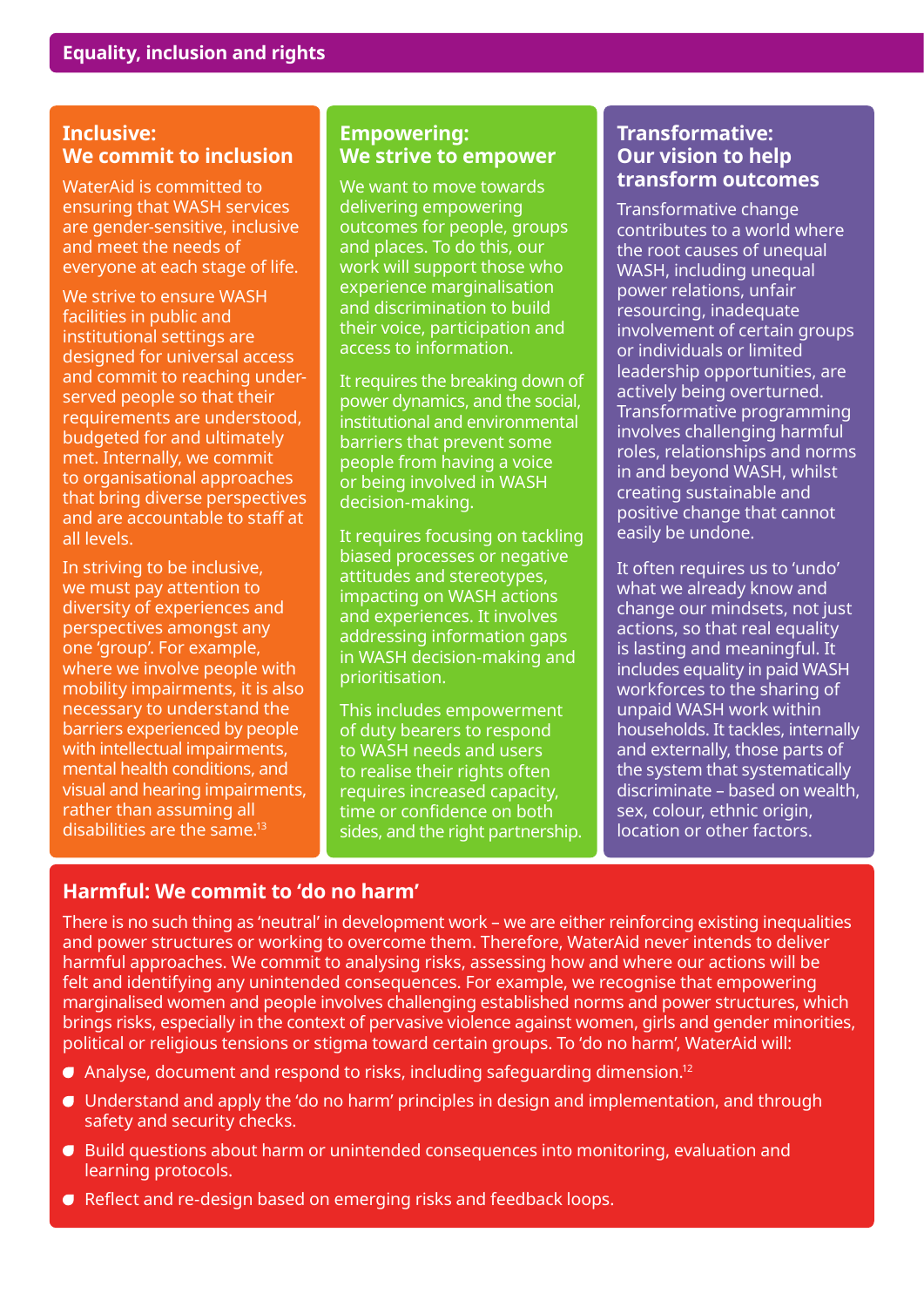## Equality, inclusion and rights

### Inclusive: We commit to inclusion

WaterAid is committed to ensuring that WASH services are gender-sensitive, inclusive and meet the needs of everyone at each stage of life.

We strive to ensure WASH facilities in public and institutional settings are designed for universal access and commit to reaching under-served people so that their requirements are understood, budgeted for and ultimately met. Internally, we commit to organisational approaches that bring diverse perspectives and are accountable to staff at all levels.

In striving to be inclusive, we must pay attention to diversity of experiences and perspectives amongst any one 'group'. For example, where we involve people with mobility impairments, it is also necessary to understand the barriers experienced by people with intellectual impairments, mental health conditions, and visual and hearing impairments, rather than assuming all disabilities are the same.[13]

### Empowering: We strive to empower

We want to move towards delivering empowering outcomes for people, groups and places. To do this, our work will support those who experience marginalisation and discrimination to build their voice, participation and access to information.

It requires the breaking down of power dynamics, and the social, institutional and environmental barriers that prevent some people from having a voice or being involved in WASH decision-making.

It requires focusing on tackling biased processes or negative attitudes and stereotypes, impacting on WASH actions and experiences. It involves addressing information gaps in WASH decision-making and prioritisation.

This includes empowerment of duty bearers to respond to WASH needs and users to realise their rights often requires increased capacity, time or confidence on both sides, and the right partnership.

### Transformative: Our vision to help transform outcomes

Transformative change contributes to a world where the root causes of unequal WASH, including unequal power relations, unfair resourcing, inadequate involvement of certain groups or individuals or limited leadership opportunities, are actively being overturned. Transformative programming involves challenging harmful roles, relationships and norms in and beyond WASH, whilst creating sustainable and positive change that cannot easily be undone.

It often requires us to 'undo' what we already know and change our mindsets, not just actions, so that real equality is lasting and meaningful. It includes equality in paid WASH workforces to the sharing of unpaid WASH work within households. It tackles, internally and externally, those parts of the system that systematically discriminate – based on wealth, sex, colour, ethnic origin, location or other factors.

### Harmful: We commit to 'do no harm'

There is no such thing as 'neutral' in development work – we are either reinforcing existing inequalities and power structures or working to overcome them. Therefore, WaterAid never intends to deliver harmful approaches. We commit to analysing risks, assessing how and where our actions will be felt and identifying any unintended consequences. For example, we recognise that empowering marginalised women and people involves challenging established norms and power structures, which brings risks, especially in the context of pervasive violence against women, girls and gender minorities, political or religious tensions or stigma toward certain groups. To 'do no harm', WaterAid will:

- Analyse, document and respond to risks, including safeguarding dimension.[12]
- Understand and apply the 'do no harm' principles in design and implementation, and through safety and security checks.
- Build questions about harm or unintended consequences into monitoring, evaluation and learning protocols.
- Reflect and re-design based on emerging risks and feedback loops.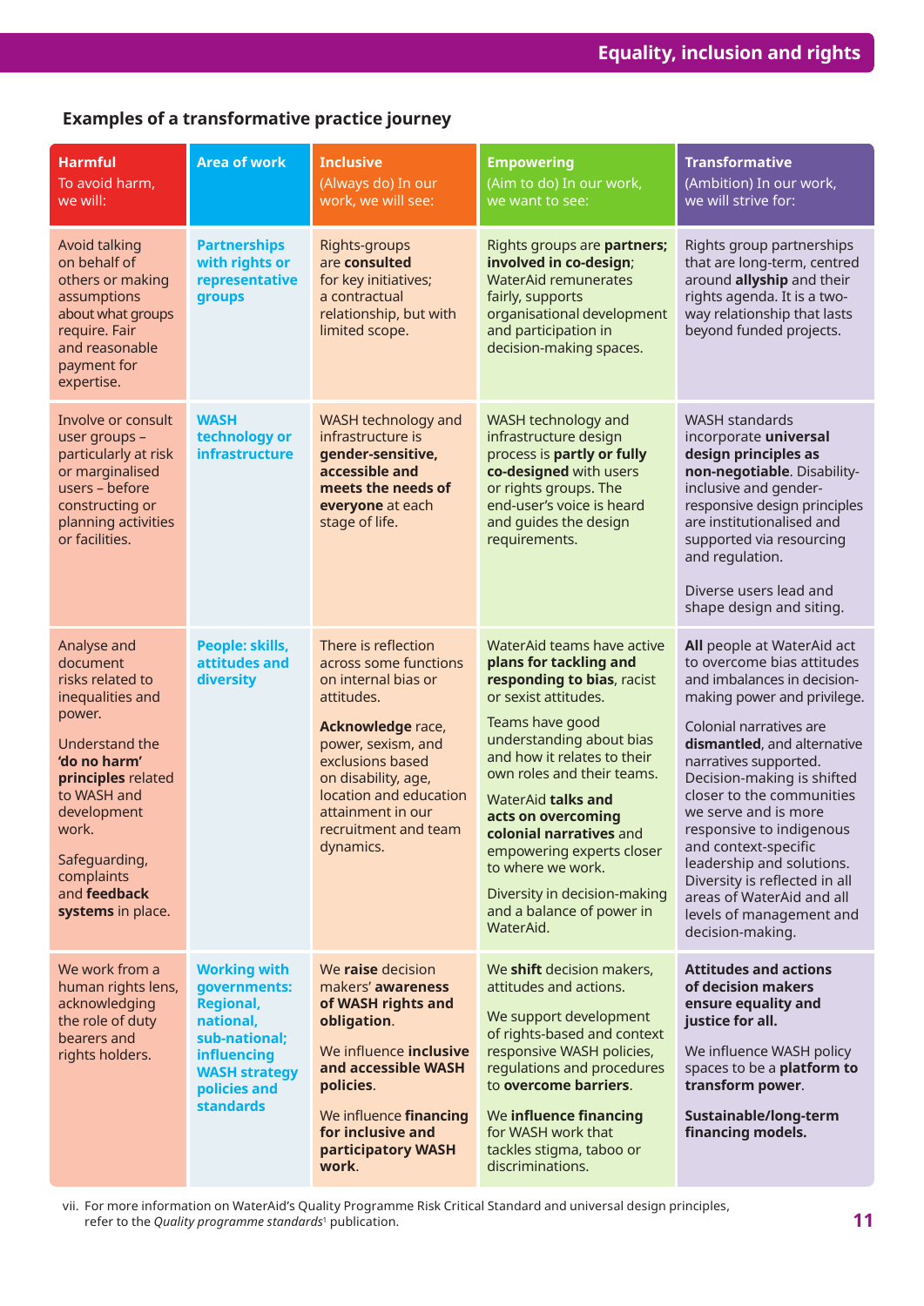## Examples of a transformative practice journey

| **Harmful** To avoid harm, we will: | **Area of work** | **Inclusive** (Always do) In our work, we will see: | **Empowering** (Aim to do) In our work, we want to see: | **Transformative** (Ambition) In our work, we will strive for: |
|---|---|---|---|---|
| Avoid talking on behalf of others or making assumptions about what groups require. Fair and reasonable payment for expertise. | **Partnerships with rights or representative groups** | Rights-groups are **consulted** for key initiatives; a contractual relationship, but with limited scope. | Rights groups are **partners; involved in co-design**; WaterAid remunerates fairly, supports organisational development and participation in decision-making spaces. | Rights group partnerships that are long-term, centred around **allyship** and their rights agenda. It is a two-way relationship that lasts beyond funded projects. |
| Involve or consult user groups – particularly at risk or marginalised users – before constructing or planning activities or facilities. | **WASH technology or infrastructure** | WASH technology and infrastructure is **gender-sensitive, accessible and meets the needs of everyone** at each stage of life. | WASH technology and infrastructure design process is **partly or fully co-designed** with users or rights groups. The end-user's voice is heard and guides the design requirements. | WASH standards incorporate **universal design principles as non-negotiable**. Disability-inclusive and gender-responsive design principles are institutionalised and supported via resourcing and regulation.<br><br>Diverse users lead and shape design and siting. |
| Analyse and document risks related to inequalities and power.<br><br>Understand the **'do no harm' principles** related to WASH and development work.<br><br>Safeguarding, complaints and **feedback systems** in place. | **People: skills, attitudes and diversity** | There is reflection across some functions on internal bias or attitudes.<br><br>**Acknowledge** race, power, sexism, and exclusions based on disability, age, location and education attainment in our recruitment and team dynamics. | WaterAid teams have active **plans for tackling and responding to bias**, racist or sexist attitudes.<br><br>Teams have good understanding about bias and how it relates to their own roles and their teams.<br><br>WaterAid **talks and acts on overcoming colonial narratives** and empowering experts closer to where we work.<br><br>Diversity in decision-making and a balance of power in WaterAid. | **All** people at WaterAid act to overcome bias attitudes and imbalances in decision-making power and privilege.<br><br>Colonial narratives are **dismantled**, and alternative narratives supported. Decision-making is shifted closer to the communities we serve and is more responsive to indigenous and context-specific leadership and solutions. Diversity is reflected in all areas of WaterAid and all levels of management and decision-making. |
| We work from a human rights lens, acknowledging the role of duty bearers and rights holders. | **Working with governments: Regional, national, sub-national; influencing WASH strategy policies and standards** | We **raise** decision makers' **awareness of WASH rights and obligation**.<br><br>We influence **inclusive and accessible WASH policies**.<br><br>We influence **financing for inclusive and participatory WASH work**. | We **shift** decision makers, attitudes and actions.<br><br>We support development of rights-based and context responsive WASH policies, regulations and procedures to **overcome barriers**.<br><br>We **influence financing** for WASH work that tackles stigma, taboo or discriminations. | **Attitudes and actions of decision makers ensure equality and justice for all.**<br><br>We influence WASH policy spaces to be a **platform to transform power**.<br><br>**Sustainable/long-term financing models.** |

vii. For more information on WaterAid's Quality Programme Risk Critical Standard and universal design principles, refer to the *Quality programme standards*[1] publication.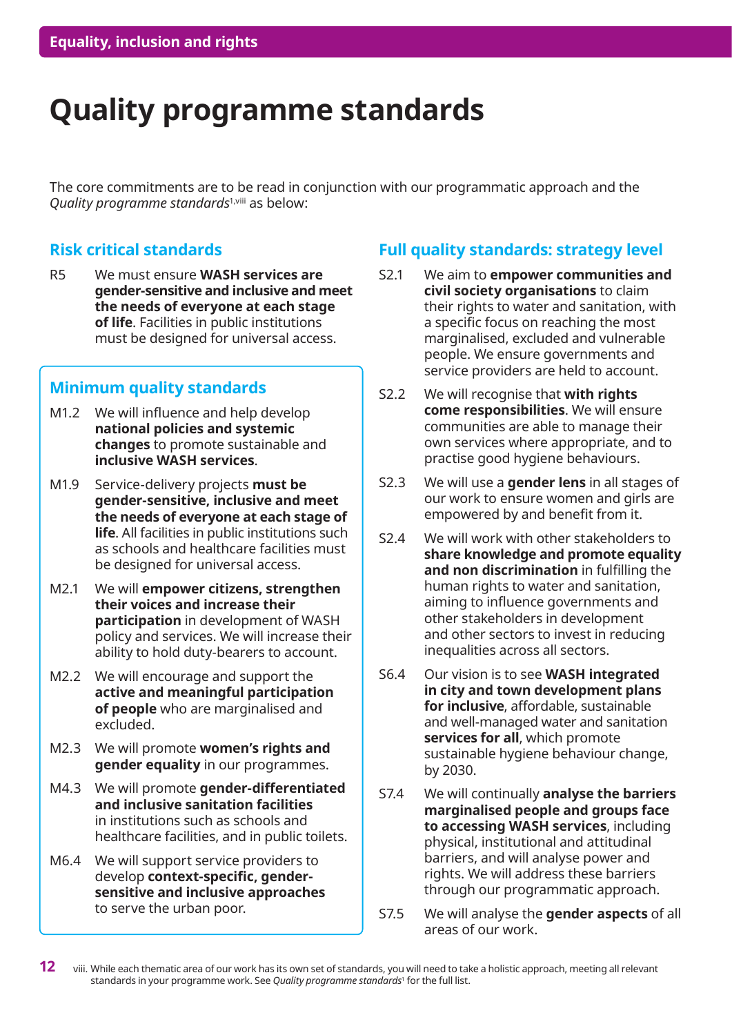# Quality programme standards

The core commitments are to be read in conjunction with our programmatic approach and the *Quality programme standards*[1,viii] as below:

## Risk critical standards

R5 We must ensure **WASH services are gender-sensitive and inclusive and meet the needs of everyone at each stage of life**. Facilities in public institutions must be designed for universal access.

## Minimum quality standards

M1.2 We will influence and help develop **national policies and systemic changes** to promote sustainable and **inclusive WASH services**.

M1.9 Service-delivery projects **must be gender-sensitive, inclusive and meet the needs of everyone at each stage of life**. All facilities in public institutions such as schools and healthcare facilities must be designed for universal access.

M2.1 We will **empower citizens, strengthen their voices and increase their participation** in development of WASH policy and services. We will increase their ability to hold duty-bearers to account.

M2.2 We will encourage and support the **active and meaningful participation of people** who are marginalised and excluded.

M2.3 We will promote **women's rights and gender equality** in our programmes.

M4.3 We will promote **gender-differentiated and inclusive sanitation facilities** in institutions such as schools and healthcare facilities, and in public toilets.

M6.4 We will support service providers to develop **context-specific, gender-sensitive and inclusive approaches** to serve the urban poor.

## Full quality standards: strategy level

S2.1 We aim to **empower communities and civil society organisations** to claim their rights to water and sanitation, with a specific focus on reaching the most marginalised, excluded and vulnerable people. We ensure governments and service providers are held to account.

S2.2 We will recognise that **with rights come responsibilities**. We will ensure communities are able to manage their own services where appropriate, and to practise good hygiene behaviours.

S2.3 We will use a **gender lens** in all stages of our work to ensure women and girls are empowered by and benefit from it.

S2.4 We will work with other stakeholders to **share knowledge and promote equality and non discrimination** in fulfilling the human rights to water and sanitation, aiming to influence governments and other stakeholders in development and other sectors to invest in reducing inequalities across all sectors.

S6.4 Our vision is to see **WASH integrated in city and town development plans for inclusive**, affordable, sustainable and well-managed water and sanitation **services for all**, which promote sustainable hygiene behaviour change, by 2030.

S7.4 We will continually **analyse the barriers marginalised people and groups face to accessing WASH services**, including physical, institutional and attitudinal barriers, and will analyse power and rights. We will address these barriers through our programmatic approach.

S7.5 We will analyse the **gender aspects** of all areas of our work.

viii. While each thematic area of our work has its own set of standards, you will need to take a holistic approach, meeting all relevant standards in your programme work. See *Quality programme standards*[1] for the full list.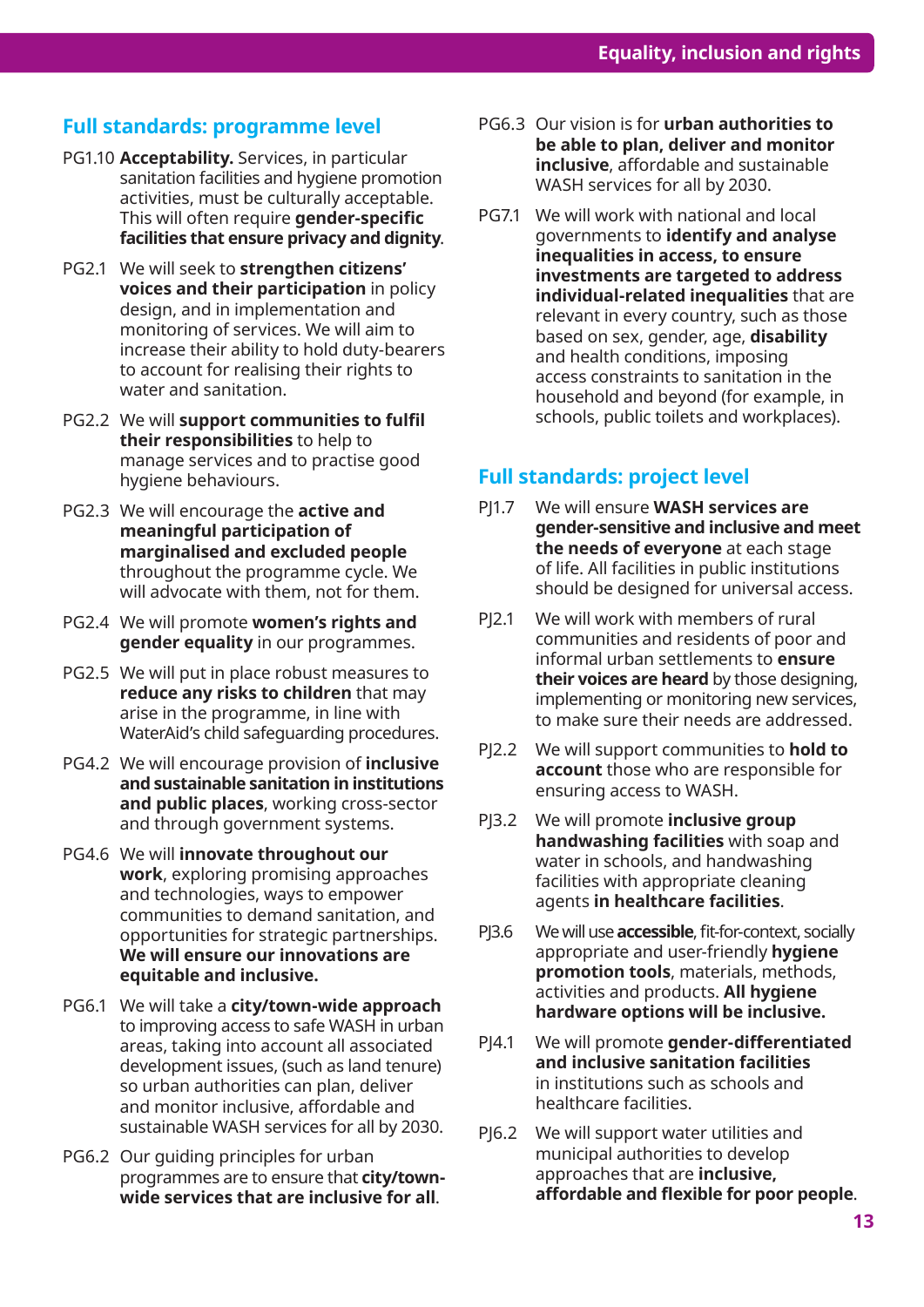## Full standards: programme level

PG1.10 **Acceptability.** Services, in particular sanitation facilities and hygiene promotion activities, must be culturally acceptable. This will often require **gender-specific facilities that ensure privacy and dignity**.

PG2.1 We will seek to **strengthen citizens' voices and their participation** in policy design, and in implementation and monitoring of services. We will aim to increase their ability to hold duty-bearers to account for realising their rights to water and sanitation.

PG2.2 We will **support communities to fulfil their responsibilities** to help to manage services and to practise good hygiene behaviours.

PG2.3 We will encourage the **active and meaningful participation of marginalised and excluded people** throughout the programme cycle. We will advocate with them, not for them.

PG2.4 We will promote **women's rights and gender equality** in our programmes.

PG2.5 We will put in place robust measures to **reduce any risks to children** that may arise in the programme, in line with WaterAid's child safeguarding procedures.

PG4.2 We will encourage provision of **inclusive and sustainable sanitation in institutions and public places**, working cross-sector and through government systems.

PG4.6 We will **innovate throughout our work**, exploring promising approaches and technologies, ways to empower communities to demand sanitation, and opportunities for strategic partnerships. **We will ensure our innovations are equitable and inclusive.**

PG6.1 We will take a **city/town-wide approach** to improving access to safe WASH in urban areas, taking into account all associated development issues, (such as land tenure) so urban authorities can plan, deliver and monitor inclusive, affordable and sustainable WASH services for all by 2030.

PG6.2 Our guiding principles for urban programmes are to ensure that **city/town-wide services that are inclusive for all**.

PG6.3 Our vision is for **urban authorities to be able to plan, deliver and monitor inclusive**, affordable and sustainable WASH services for all by 2030.

PG7.1 We will work with national and local governments to **identify and analyse inequalities in access, to ensure investments are targeted to address individual-related inequalities** that are relevant in every country, such as those based on sex, gender, age, **disability** and health conditions, imposing access constraints to sanitation in the household and beyond (for example, in schools, public toilets and workplaces).

## Full standards: project level

PJ1.7 We will ensure **WASH services are gender-sensitive and inclusive and meet the needs of everyone** at each stage of life. All facilities in public institutions should be designed for universal access.

PJ2.1 We will work with members of rural communities and residents of poor and informal urban settlements to **ensure their voices are heard** by those designing, implementing or monitoring new services, to make sure their needs are addressed.

PJ2.2 We will support communities to **hold to account** those who are responsible for ensuring access to WASH.

PJ3.2 We will promote **inclusive group handwashing facilities** with soap and water in schools, and handwashing facilities with appropriate cleaning agents **in healthcare facilities**.

PJ3.6 We will use **accessible**, fit-for-context, socially appropriate and user-friendly **hygiene promotion tools**, materials, methods, activities and products. **All hygiene hardware options will be inclusive.**

PJ4.1 We will promote **gender-differentiated and inclusive sanitation facilities** in institutions such as schools and healthcare facilities.

PJ6.2 We will support water utilities and municipal authorities to develop approaches that are **inclusive, affordable and flexible for poor people**.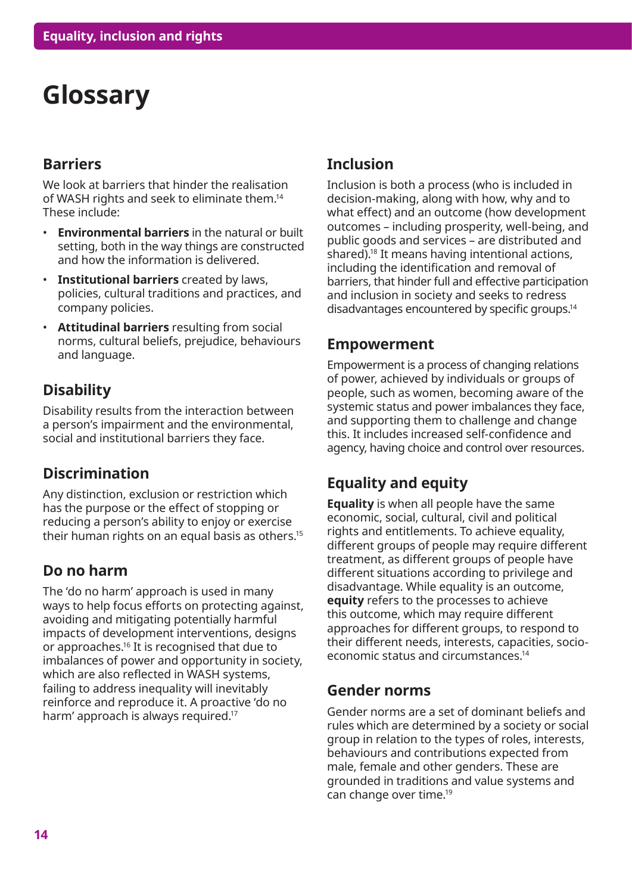# Glossary

## Barriers

We look at barriers that hinder the realisation of WASH rights and seek to eliminate them.[14] These include:

- **Environmental barriers** in the natural or built setting, both in the way things are constructed and how the information is delivered.
- **Institutional barriers** created by laws, policies, cultural traditions and practices, and company policies.
- **Attitudinal barriers** resulting from social norms, cultural beliefs, prejudice, behaviours and language.

## Disability

Disability results from the interaction between a person's impairment and the environmental, social and institutional barriers they face.

## Discrimination

Any distinction, exclusion or restriction which has the purpose or the effect of stopping or reducing a person's ability to enjoy or exercise their human rights on an equal basis as others.[15]

## Do no harm

The 'do no harm' approach is used in many ways to help focus efforts on protecting against, avoiding and mitigating potentially harmful impacts of development interventions, designs or approaches.[16] It is recognised that due to imbalances of power and opportunity in society, which are also reflected in WASH systems, failing to address inequality will inevitably reinforce and reproduce it. A proactive 'do no harm' approach is always required.[17]

## Inclusion

Inclusion is both a process (who is included in decision-making, along with how, why and to what effect) and an outcome (how development outcomes – including prosperity, well-being, and public goods and services – are distributed and shared).[18] It means having intentional actions, including the identification and removal of barriers, that hinder full and effective participation and inclusion in society and seeks to redress disadvantages encountered by specific groups.[14]

## Empowerment

Empowerment is a process of changing relations of power, achieved by individuals or groups of people, such as women, becoming aware of the systemic status and power imbalances they face, and supporting them to challenge and change this. It includes increased self-confidence and agency, having choice and control over resources.

## Equality and equity

**Equality** is when all people have the same economic, social, cultural, civil and political rights and entitlements. To achieve equality, different groups of people may require different treatment, as different groups of people have different situations according to privilege and disadvantage. While equality is an outcome, **equity** refers to the processes to achieve this outcome, which may require different approaches for different groups, to respond to their different needs, interests, capacities, socio-economic status and circumstances.[14]

## Gender norms

Gender norms are a set of dominant beliefs and rules which are determined by a society or social group in relation to the types of roles, interests, behaviours and contributions expected from male, female and other genders. These are grounded in traditions and value systems and can change over time.[19]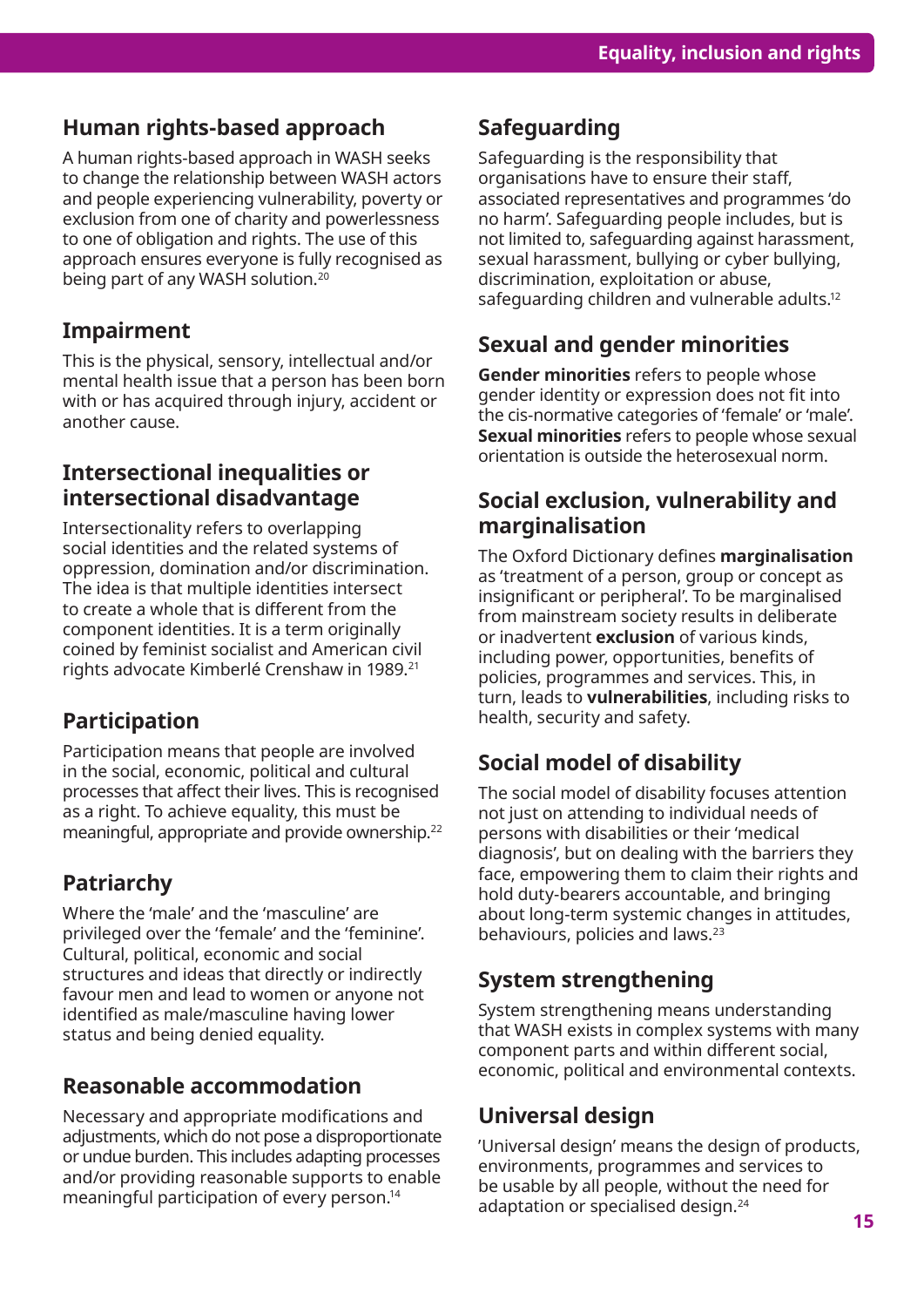## Human rights-based approach

A human rights-based approach in WASH seeks to change the relationship between WASH actors and people experiencing vulnerability, poverty or exclusion from one of charity and powerlessness to one of obligation and rights. The use of this approach ensures everyone is fully recognised as being part of any WASH solution.[20]

## Impairment

This is the physical, sensory, intellectual and/or mental health issue that a person has been born with or has acquired through injury, accident or another cause.

## Intersectional inequalities or intersectional disadvantage

Intersectionality refers to overlapping social identities and the related systems of oppression, domination and/or discrimination. The idea is that multiple identities intersect to create a whole that is different from the component identities. It is a term originally coined by feminist socialist and American civil rights advocate Kimberlé Crenshaw in 1989.[21]

## Participation

Participation means that people are involved in the social, economic, political and cultural processes that affect their lives. This is recognised as a right. To achieve equality, this must be meaningful, appropriate and provide ownership.[22]

## Patriarchy

Where the 'male' and the 'masculine' are privileged over the 'female' and the 'feminine'. Cultural, political, economic and social structures and ideas that directly or indirectly favour men and lead to women or anyone not identified as male/masculine having lower status and being denied equality.

## Reasonable accommodation

Necessary and appropriate modifications and adjustments, which do not pose a disproportionate or undue burden. This includes adapting processes and/or providing reasonable supports to enable meaningful participation of every person.[14]

## Safeguarding

Safeguarding is the responsibility that organisations have to ensure their staff, associated representatives and programmes 'do no harm'. Safeguarding people includes, but is not limited to, safeguarding against harassment, sexual harassment, bullying or cyber bullying, discrimination, exploitation or abuse, safeguarding children and vulnerable adults.[12]

## Sexual and gender minorities

**Gender minorities** refers to people whose gender identity or expression does not fit into the cis-normative categories of 'female' or 'male'. **Sexual minorities** refers to people whose sexual orientation is outside the heterosexual norm.

## Social exclusion, vulnerability and marginalisation

The Oxford Dictionary defines **marginalisation** as 'treatment of a person, group or concept as insignificant or peripheral'. To be marginalised from mainstream society results in deliberate or inadvertent **exclusion** of various kinds, including power, opportunities, benefits of policies, programmes and services. This, in turn, leads to **vulnerabilities**, including risks to health, security and safety.

## Social model of disability

The social model of disability focuses attention not just on attending to individual needs of persons with disabilities or their 'medical diagnosis', but on dealing with the barriers they face, empowering them to claim their rights and hold duty-bearers accountable, and bringing about long-term systemic changes in attitudes, behaviours, policies and laws.[23]

## System strengthening

System strengthening means understanding that WASH exists in complex systems with many component parts and within different social, economic, political and environmental contexts.

## Universal design

'Universal design' means the design of products, environments, programmes and services to be usable by all people, without the need for adaptation or specialised design.[24]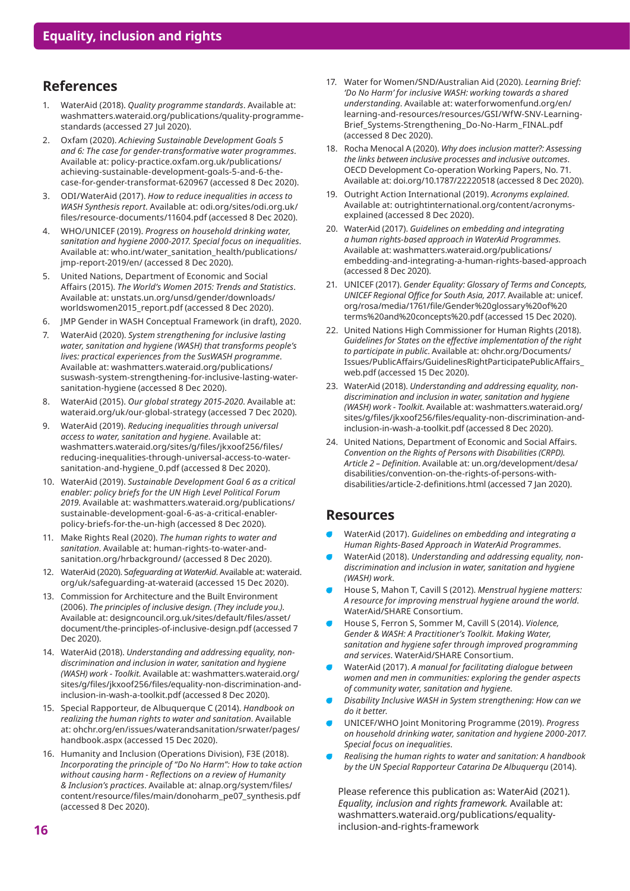## References

1. WaterAid (2018). *Quality programme standards*. Available at: washmatters.wateraid.org/publications/quality-programme-standards (accessed 27 Jul 2020).
2. Oxfam (2020). *Achieving Sustainable Development Goals 5 and 6: The case for gender-transformative water programmes*. Available at: policy-practice.oxfam.org.uk/publications/achieving-sustainable-development-goals-5-and-6-the-case-for-gender-transformat-620967 (accessed 8 Dec 2020).
3. ODI/WaterAid (2017). *How to reduce inequalities in access to WASH Synthesis report*. Available at: odi.org/sites/odi.org.uk/files/resource-documents/11604.pdf (accessed 8 Dec 2020).
4. WHO/UNICEF (2019). *Progress on household drinking water, sanitation and hygiene 2000-2017. Special focus on inequalities*. Available at: who.int/water_sanitation_health/publications/jmp-report-2019/en/ (accessed 8 Dec 2020).
5. United Nations, Department of Economic and Social Affairs (2015). *The World's Women 2015: Trends and Statistics*. Available at: unstats.un.org/unsd/gender/downloads/worldswomen2015_report.pdf (accessed 8 Dec 2020).
6. JMP Gender in WASH Conceptual Framework (in draft), 2020.
7. WaterAid (2020). *System strengthening for inclusive lasting water, sanitation and hygiene (WASH) that transforms people's lives: practical experiences from the SusWASH programme*. Available at: washmatters.wateraid.org/publications/suswash-system-strengthening-for-inclusive-lasting-water-sanitation-hygiene (accessed 8 Dec 2020).
8. WaterAid (2015). *Our global strategy 2015-2020*. Available at: wateraid.org/uk/our-global-strategy (accessed 7 Dec 2020).
9. WaterAid (2019). *Reducing inequalities through universal access to water, sanitation and hygiene*. Available at: washmatters.wateraid.org/sites/g/files/jkxoof256/files/reducing-inequalities-through-universal-access-to-water-sanitation-and-hygiene_0.pdf (accessed 8 Dec 2020).
10. WaterAid (2019). *Sustainable Development Goal 6 as a critical enabler: policy briefs for the UN High Level Political Forum 2019*. Available at: washmatters.wateraid.org/publications/sustainable-development-goal-6-as-a-critical-enabler-policy-briefs-for-the-un-high (accessed 8 Dec 2020).
11. Make Rights Real (2020). *The human rights to water and sanitation*. Available at: human-rights-to-water-and-sanitation.org/hrbackground/ (accessed 8 Dec 2020).
12. WaterAid (2020). S*afeguarding at WaterAid*. Available at: wateraid.org/uk/safeguarding-at-wateraid (accessed 15 Dec 2020).
13. Commission for Architecture and the Built Environment (2006). *The principles of inclusive design. (They include you.)*. Available at: designcouncil.org.uk/sites/default/files/asset/document/the-principles-of-inclusive-design.pdf (accessed 7 Dec 2020).
14. WaterAid (2018). *Understanding and addressing equality, non-discrimination and inclusion in water, sanitation and hygiene (WASH) work - Toolkit*. Available at: washmatters.wateraid.org/sites/g/files/jkxoof256/files/equality-non-discrimination-and-inclusion-in-wash-a-toolkit.pdf (accessed 8 Dec 2020).
15. Special Rapporteur, de Albuquerque C (2014). *Handbook on realizing the human rights to water and sanitation*. Available at: ohchr.org/en/issues/waterandsanitation/srwater/pages/handbook.aspx (accessed 15 Dec 2020).
16. Humanity and Inclusion (Operations Division), F3E (2018). *Incorporating the principle of "Do No Harm": How to take action without causing harm - Reflections on a review of Humanity & Inclusion's practices*. Available at: alnap.org/system/files/content/resource/files/main/donoharm_pe07_synthesis.pdf (accessed 8 Dec 2020).
17. Water for Women/SND/Australian Aid (2020). *Learning Brief: 'Do No Harm' for inclusive WASH: working towards a shared understanding*. Available at: waterforwomenfund.org/en/learning-and-resources/resources/GSI/WfW-SNV-Learning-Brief_Systems-Strengthening_Do-No-Harm_FINAL.pdf (accessed 8 Dec 2020).
18. Rocha Menocal A (2020). *Why does inclusion matter?: Assessing the links between inclusive processes and inclusive outcomes*. OECD Development Co-operation Working Papers, No. 71. Available at: doi.org/10.1787/22220518 (accessed 8 Dec 2020).
19. Outright Action International (2019). *Acronyms explained*. Available at: outrightinternational.org/content/acronyms-explained (accessed 8 Dec 2020).
20. WaterAid (2017). *Guidelines on embedding and integrating a human rights-based approach in WaterAid Programmes*. Available at: washmatters.wateraid.org/publications/embedding-and-integrating-a-human-rights-based-approach (accessed 8 Dec 2020).
21. UNICEF (2017). *Gender Equality: Glossary of Terms and Concepts, UNICEF Regional Office for South Asia, 2017*. Available at: unicef.org/rosa/media/1761/file/Gender%20glossary%20of%20terms%20and%20concepts%20.pdf (accessed 15 Dec 2020).
22. United Nations High Commissioner for Human Rights (2018). *Guidelines for States on the effective implementation of the right to participate in public*. Available at: ohchr.org/Documents/Issues/PublicAffairs/GuidelinesRightParticipatePublicAffairs_web.pdf (accessed 15 Dec 2020).
23. WaterAid (2018). *Understanding and addressing equality, non-discrimination and inclusion in water, sanitation and hygiene (WASH) work - Toolkit*. Available at: washmatters.wateraid.org/sites/g/files/jkxoof256/files/equality-non-discrimination-and-inclusion-in-wash-a-toolkit.pdf (accessed 8 Dec 2020).
24. United Nations, Department of Economic and Social Affairs. *Convention on the Rights of Persons with Disabilities (CRPD). Article 2 – Definition*. Available at: un.org/development/desa/disabilities/convention-on-the-rights-of-persons-with-disabilities/article-2-definitions.html (accessed 7 Jan 2020).

## Resources

- WaterAid (2017). *Guidelines on embedding and integrating a Human Rights-Based Approach in WaterAid Programmes*.
- WaterAid (2018). *Understanding and addressing equality, non-discrimination and inclusion in water, sanitation and hygiene (WASH) work*.
- House S, Mahon T, Cavill S (2012). *Menstrual hygiene matters: A resource for improving menstrual hygiene around the world*. WaterAid/SHARE Consortium.
- House S, Ferron S, Sommer M, Cavill S (2014). *Violence, Gender & WASH: A Practitioner's Toolkit. Making Water, sanitation and hygiene safer through improved programming and services*. WaterAid/SHARE Consortium.
- WaterAid (2017). *A manual for facilitating dialogue between women and men in communities: exploring the gender aspects of community water, sanitation and hygiene*.
- *Disability Inclusive WASH in System strengthening: How can we do it better.*
- UNICEF/WHO Joint Monitoring Programme (2019). *Progress on household drinking water, sanitation and hygiene 2000-2017. Special focus on inequalities*.
- *Realising the human rights to water and sanitation: A handbook by the UN Special Rapporteur Catarina De Albuquerqu* (2014).

Please reference this publication as: WaterAid (2021). *Equality, inclusion and rights framework.* Available at: washmatters.wateraid.org/publications/equality-inclusion-and-rights-framework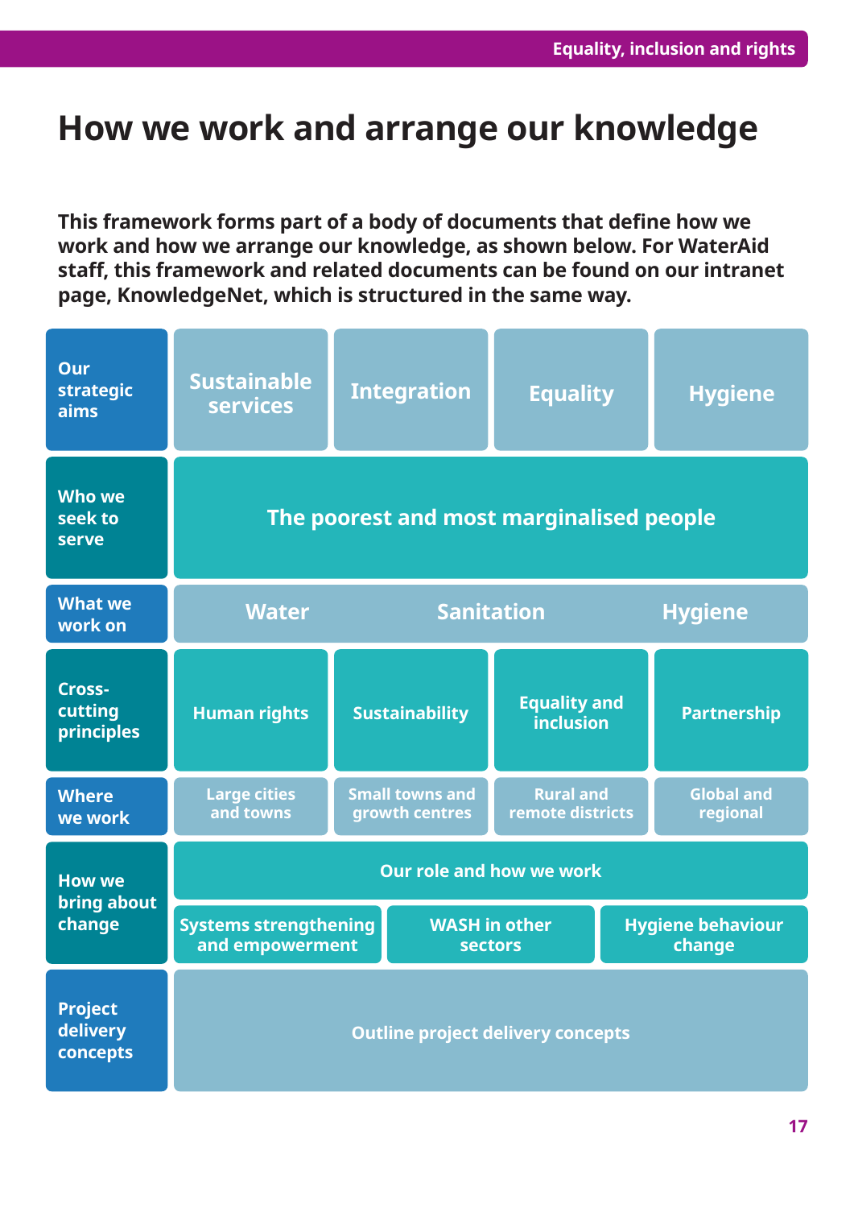# How we work and arrange our knowledge

**This framework forms part of a body of documents that define how we work and how we arrange our knowledge, as shown below. For WaterAid staff, this framework and related documents can be found on our intranet page, KnowledgeNet, which is structured in the same way.**

| | | | | |
|---|---|---|---|---|
| **Our strategic aims** | Sustainable services | Integration | Equality | Hygiene |
| **Who we seek to serve** | The poorest and most marginalised people | | | |
| **What we work on** | Water | Sanitation | Hygiene | |
| **Cross-cutting principles** | Human rights | Sustainability | Equality and inclusion | Partnership |
| **Where we work** | Large cities and towns | Small towns and growth centres | Rural and remote districts | Global and regional |
| **How we bring about change** | Our role and how we work | | | |
| | Systems strengthening and empowerment | WASH in other sectors | Hygiene behaviour change | |
| **Project delivery concepts** | Outline project delivery concepts | | | |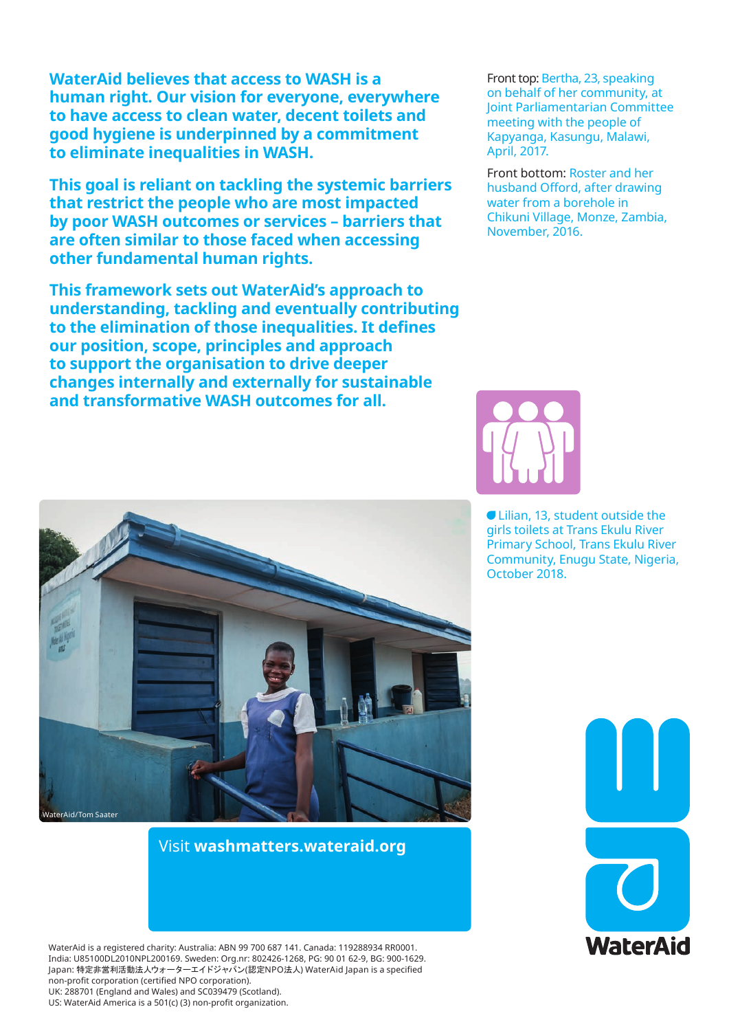**WaterAid believes that access to WASH is a human right. Our vision for everyone, everywhere to have access to clean water, decent toilets and good hygiene is underpinned by a commitment to eliminate inequalities in WASH.**

**This goal is reliant on tackling the systemic barriers that restrict the people who are most impacted by poor WASH outcomes or services – barriers that are often similar to those faced when accessing other fundamental human rights.**

**This framework sets out WaterAid's approach to understanding, tackling and eventually contributing to the elimination of those inequalities. It defines our position, scope, principles and approach to support the organisation to drive deeper changes internally and externally for sustainable and transformative WASH outcomes for all.**

Front top: Bertha, 23, speaking on behalf of her community, at Joint Parliamentarian Committee meeting with the people of Kapyanga, Kasungu, Malawi, April, 2017.

Front bottom: Roster and her husband Offord, after drawing water from a borehole in Chikuni Village, Monze, Zambia, November, 2016.

WaterAid/Tom Saater

Lilian, 13, student outside the girls toilets at Trans Ekulu River Primary School, Trans Ekulu River Community, Enugu State, Nigeria, October 2018.

Visit **washmatters.wateraid.org**

WaterAid

WaterAid is a registered charity: Australia: ABN 99 700 687 141. Canada: 119288934 RR0001. India: U85100DL2010NPL200169. Sweden: Org.nr: 802426-1268, PG: 90 01 62-9, BG: 900-1629. Japan: 特定非営利活動法人ウォーターエイドジャパン(認定NPO法人) WaterAid Japan is a specified non-profit corporation (certified NPO corporation).
UK: 288701 (England and Wales) and SC039479 (Scotland).
US: WaterAid America is a 501(c) (3) non-profit organization.